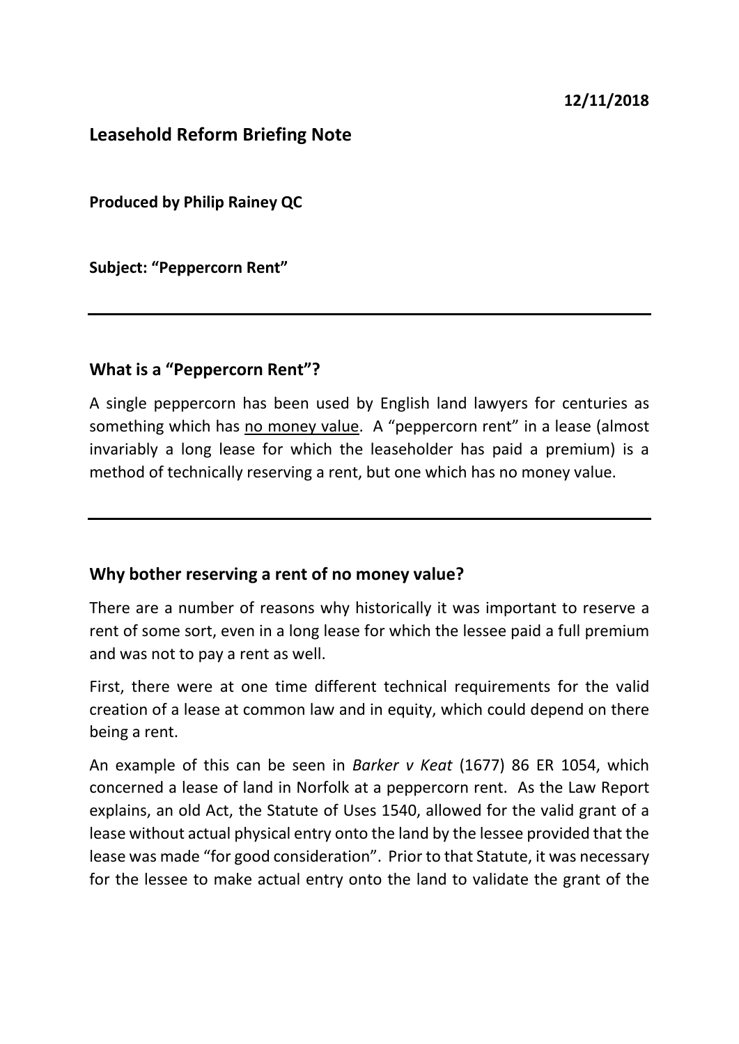**12/11/2018**

## Leasehold Reform Briefing Note

**Produced by Philip Rainey QC**

**Subject: "Peppercorn Rent"**

---

### What is a "Peppercorn Rent"?

A single peppercorn has been used by English land lawyers for centuries as something which has <u>no money value</u>. A "peppercorn rent" in a lease (almost invariably a long lease for which the leaseholder has paid a premium) is a method of technically reserving a rent, but one which has no money value.

---

### Why bother reserving a rent of no money value?

There are a number of reasons why historically it was important to reserve a rent of some sort, even in a long lease for which the lessee paid a full premium and was not to pay a rent as well.

First, there were at one time different technical requirements for the valid creation of a lease at common law and in equity, which could depend on there being a rent.

An example of this can be seen in *Barker v Keat* (1677) 86 ER 1054, which concerned a lease of land in Norfolk at a peppercorn rent. As the Law Report explains, an old Act, the Statute of Uses 1540, allowed for the valid grant of a lease without actual physical entry onto the land by the lessee provided that the lease was made "for good consideration". Prior to that Statute, it was necessary for the lessee to make actual entry onto the land to validate the grant of the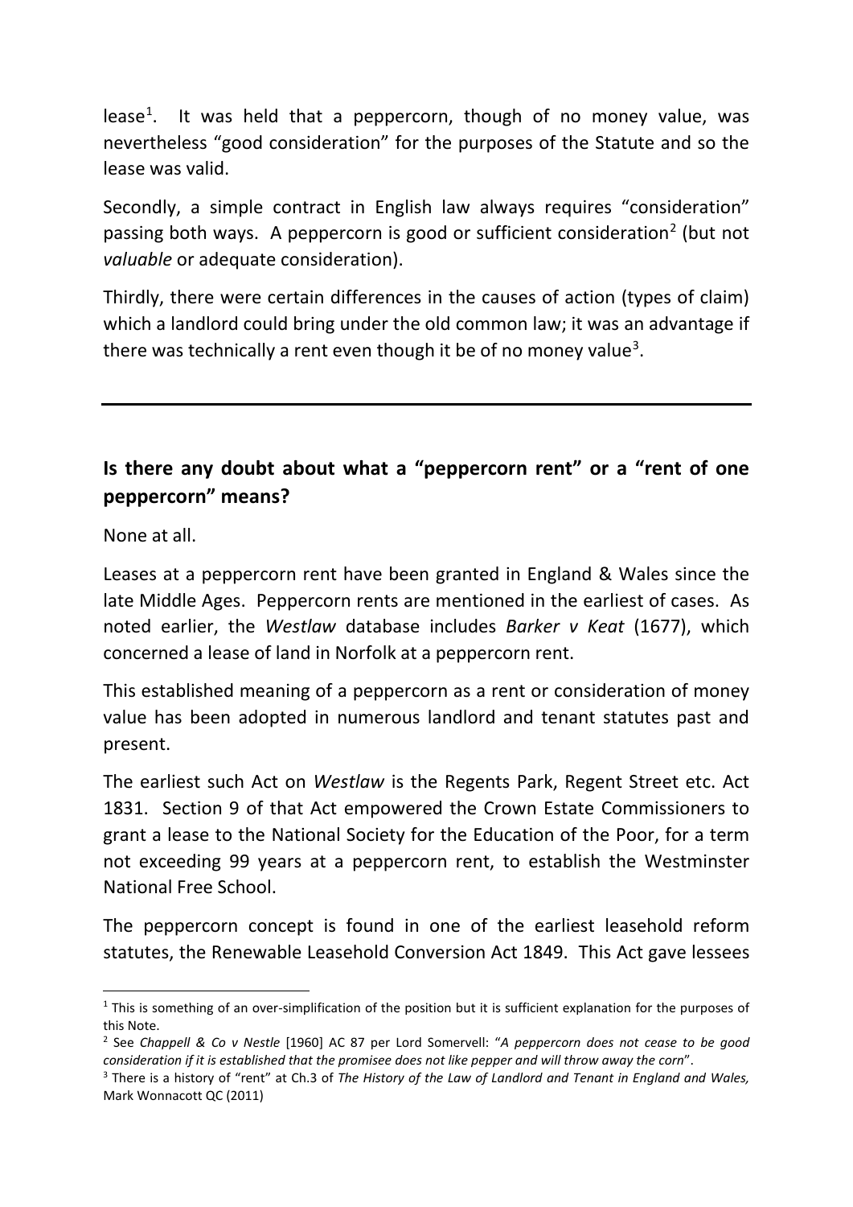lease[1]. It was held that a peppercorn, though of no money value, was nevertheless "good consideration" for the purposes of the Statute and so the lease was valid.

Secondly, a simple contract in English law always requires "consideration" passing both ways. A peppercorn is good or sufficient consideration[2] (but not *valuable* or adequate consideration).

Thirdly, there were certain differences in the causes of action (types of claim) which a landlord could bring under the old common law; it was an advantage if there was technically a rent even though it be of no money value[3].

---

## Is there any doubt about what a "peppercorn rent" or a "rent of one peppercorn" means?

None at all.

Leases at a peppercorn rent have been granted in England & Wales since the late Middle Ages. Peppercorn rents are mentioned in the earliest of cases. As noted earlier, the *Westlaw* database includes *Barker v Keat* (1677), which concerned a lease of land in Norfolk at a peppercorn rent.

This established meaning of a peppercorn as a rent or consideration of money value has been adopted in numerous landlord and tenant statutes past and present.

The earliest such Act on *Westlaw* is the Regents Park, Regent Street etc. Act 1831. Section 9 of that Act empowered the Crown Estate Commissioners to grant a lease to the National Society for the Education of the Poor, for a term not exceeding 99 years at a peppercorn rent, to establish the Westminster National Free School.

The peppercorn concept is found in one of the earliest leasehold reform statutes, the Renewable Leasehold Conversion Act 1849. This Act gave lessees

---

[1] This is something of an over-simplification of the position but it is sufficient explanation for the purposes of this Note.

[2] See *Chappell & Co v Nestle* [1960] AC 87 per Lord Somervell: "*A peppercorn does not cease to be good consideration if it is established that the promisee does not like pepper and will throw away the corn*".

[3] There is a history of "rent" at Ch.3 of *The History of the Law of Landlord and Tenant in England and Wales,* Mark Wonnacott QC (2011)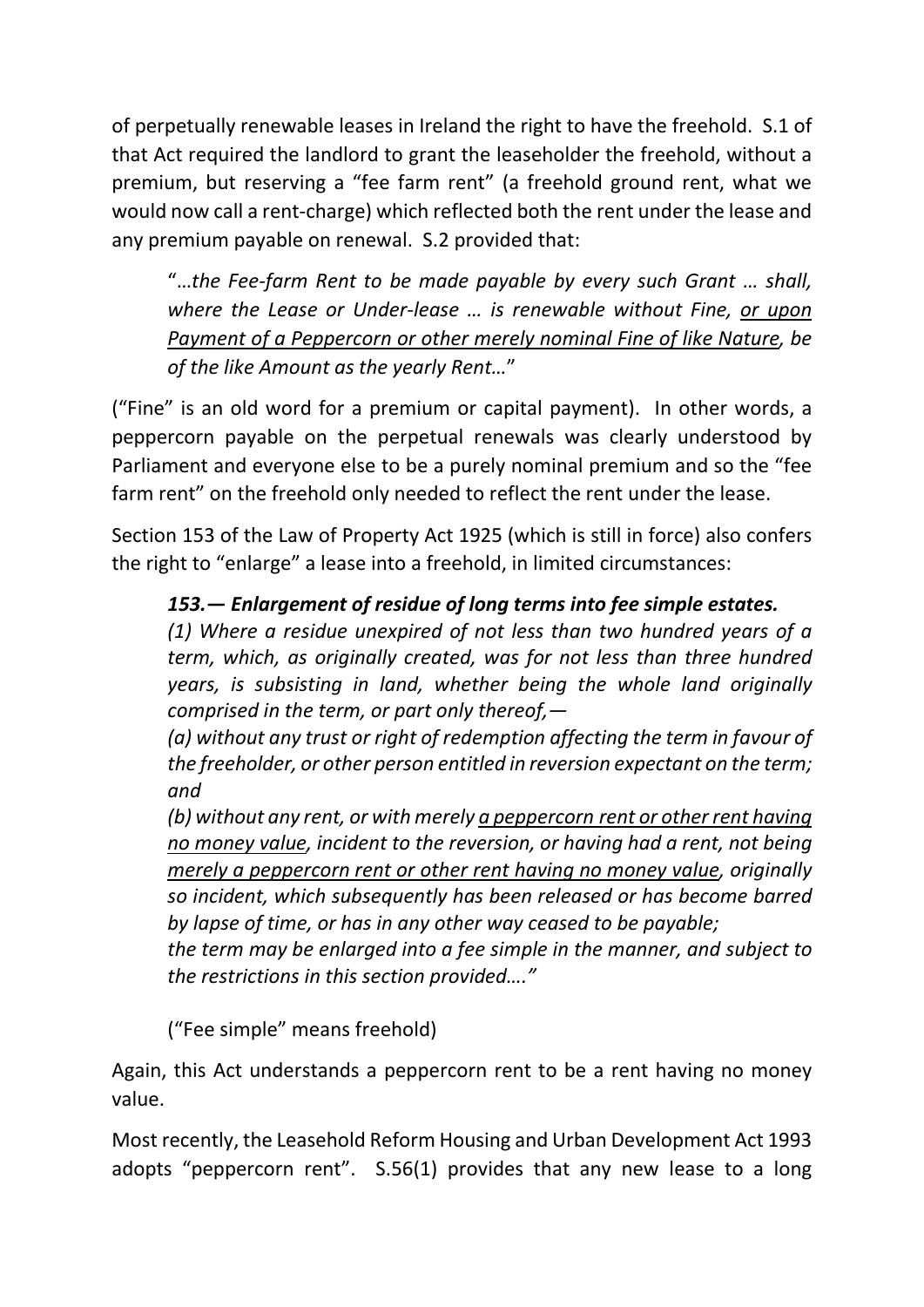of perpetually renewable leases in Ireland the right to have the freehold. S.1 of that Act required the landlord to grant the leaseholder the freehold, without a premium, but reserving a "fee farm rent" (a freehold ground rent, what we would now call a rent-charge) which reflected both the rent under the lease and any premium payable on renewal. S.2 provided that:

> "…*the Fee-farm Rent to be made payable by every such Grant … shall, where the Lease or Under-lease … is renewable without Fine, <u>or upon Payment of a Peppercorn or other merely nominal Fine of like Nature</u>, be of the like Amount as the yearly Rent…*"

("Fine" is an old word for a premium or capital payment). In other words, a peppercorn payable on the perpetual renewals was clearly understood by Parliament and everyone else to be a purely nominal premium and so the "fee farm rent" on the freehold only needed to reflect the rent under the lease.

Section 153 of the Law of Property Act 1925 (which is still in force) also confers the right to "enlarge" a lease into a freehold, in limited circumstances:

> ***153.— Enlargement of residue of long terms into fee simple estates.***
> *(1) Where a residue unexpired of not less than two hundred years of a term, which, as originally created, was for not less than three hundred years, is subsisting in land, whether being the whole land originally comprised in the term, or part only thereof,—*
> *(a) without any trust or right of redemption affecting the term in favour of the freeholder, or other person entitled in reversion expectant on the term; and*
> *(b) without any rent, or with merely <u>a peppercorn rent or other rent having no money value</u>, incident to the reversion, or having had a rent, not being <u>merely a peppercorn rent or other rent having no money value</u>, originally so incident, which subsequently has been released or has become barred by lapse of time, or has in any other way ceased to be payable;*
> *the term may be enlarged into a fee simple in the manner, and subject to the restrictions in this section provided…."*
>
> ("Fee simple" means freehold)

Again, this Act understands a peppercorn rent to be a rent having no money value.

Most recently, the Leasehold Reform Housing and Urban Development Act 1993 adopts "peppercorn rent". S.56(1) provides that any new lease to a long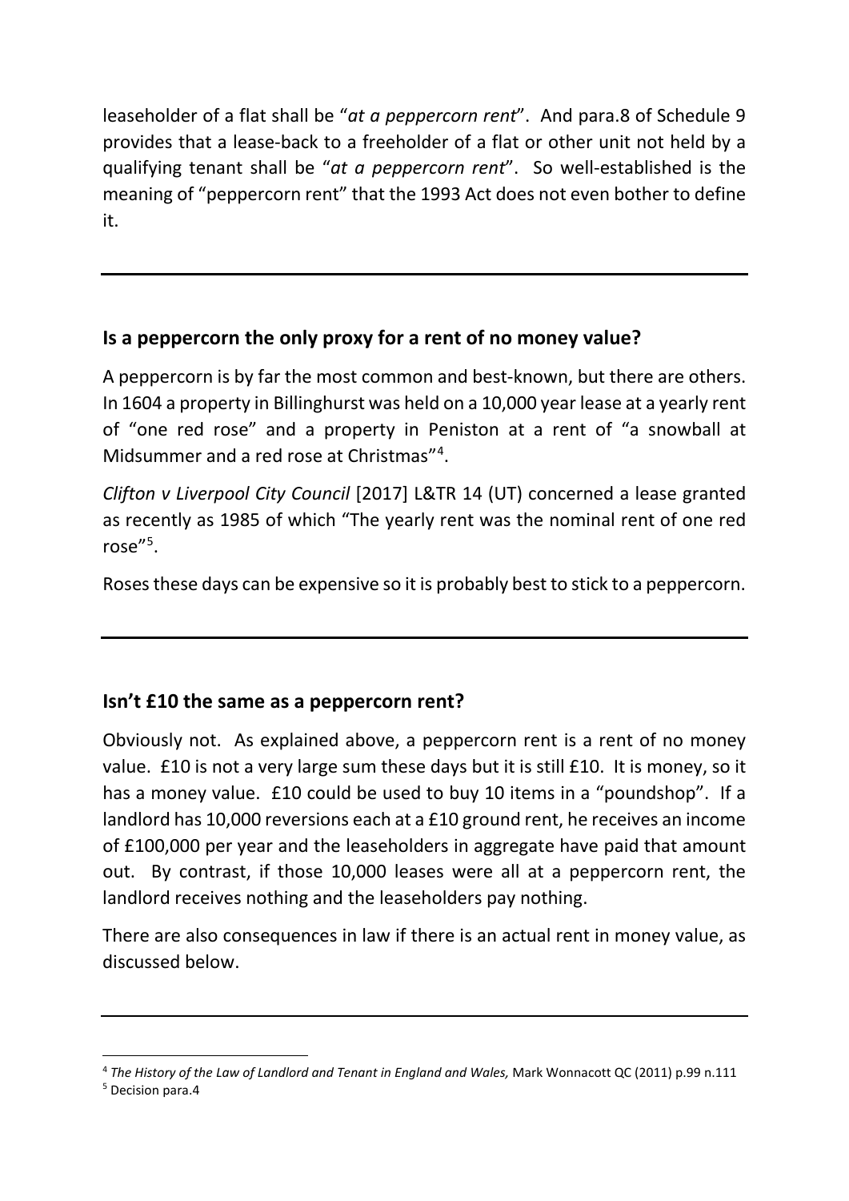leaseholder of a flat shall be "*at a peppercorn rent*". And para.8 of Schedule 9 provides that a lease-back to a freeholder of a flat or other unit not held by a qualifying tenant shall be "*at a peppercorn rent*". So well-established is the meaning of "peppercorn rent" that the 1993 Act does not even bother to define it.

---

## Is a peppercorn the only proxy for a rent of no money value?

A peppercorn is by far the most common and best-known, but there are others. In 1604 a property in Billinghurst was held on a 10,000 year lease at a yearly rent of "one red rose" and a property in Peniston at a rent of "a snowball at Midsummer and a red rose at Christmas"[4].

*Clifton v Liverpool City Council* [2017] L&TR 14 (UT) concerned a lease granted as recently as 1985 of which "The yearly rent was the nominal rent of one red rose"[5].

Roses these days can be expensive so it is probably best to stick to a peppercorn.

---

## Isn't £10 the same as a peppercorn rent?

Obviously not. As explained above, a peppercorn rent is a rent of no money value. £10 is not a very large sum these days but it is still £10. It is money, so it has a money value. £10 could be used to buy 10 items in a "poundshop". If a landlord has 10,000 reversions each at a £10 ground rent, he receives an income of £100,000 per year and the leaseholders in aggregate have paid that amount out. By contrast, if those 10,000 leases were all at a peppercorn rent, the landlord receives nothing and the leaseholders pay nothing.

There are also consequences in law if there is an actual rent in money value, as discussed below.

---

[4] *The History of the Law of Landlord and Tenant in England and Wales,* Mark Wonnacott QC (2011) p.99 n.111

[5] Decision para.4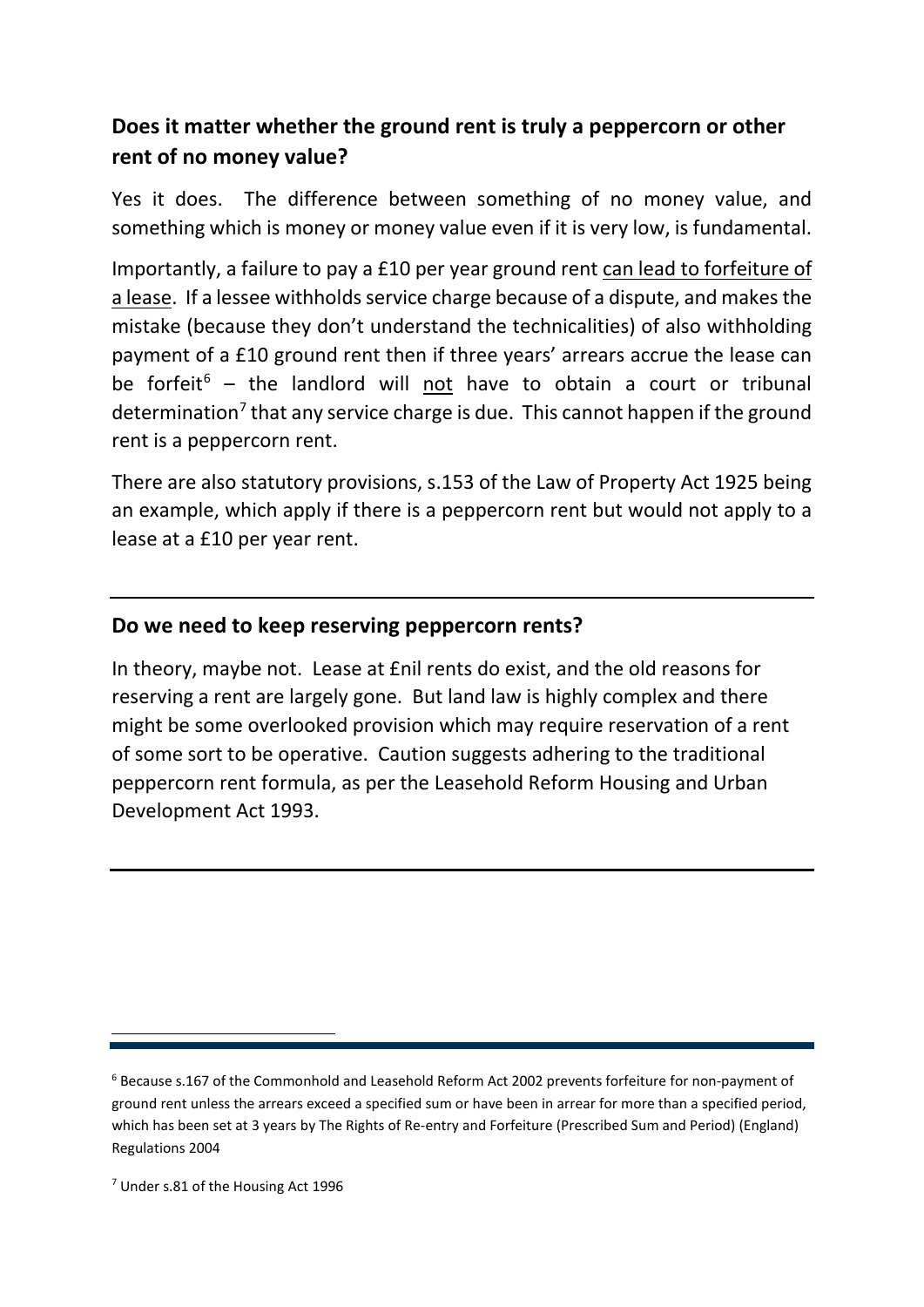## Does it matter whether the ground rent is truly a peppercorn or other rent of no money value?

Yes it does. The difference between something of no money value, and something which is money or money value even if it is very low, is fundamental.

Importantly, a failure to pay a £10 per year ground rent can lead to forfeiture of a lease. If a lessee withholds service charge because of a dispute, and makes the mistake (because they don't understand the technicalities) of also withholding payment of a £10 ground rent then if three years' arrears accrue the lease can be forfeit[6] – the landlord will not have to obtain a court or tribunal determination[7] that any service charge is due. This cannot happen if the ground rent is a peppercorn rent.

There are also statutory provisions, s.153 of the Law of Property Act 1925 being an example, which apply if there is a peppercorn rent but would not apply to a lease at a £10 per year rent.

---

## Do we need to keep reserving peppercorn rents?

In theory, maybe not. Lease at £nil rents do exist, and the old reasons for reserving a rent are largely gone. But land law is highly complex and there might be some overlooked provision which may require reservation of a rent of some sort to be operative. Caution suggests adhering to the traditional peppercorn rent formula, as per the Leasehold Reform Housing and Urban Development Act 1993.

---

[6] Because s.167 of the Commonhold and Leasehold Reform Act 2002 prevents forfeiture for non-payment of ground rent unless the arrears exceed a specified sum or have been in arrear for more than a specified period, which has been set at 3 years by The Rights of Re-entry and Forfeiture (Prescribed Sum and Period) (England) Regulations 2004

[7] Under s.81 of the Housing Act 1996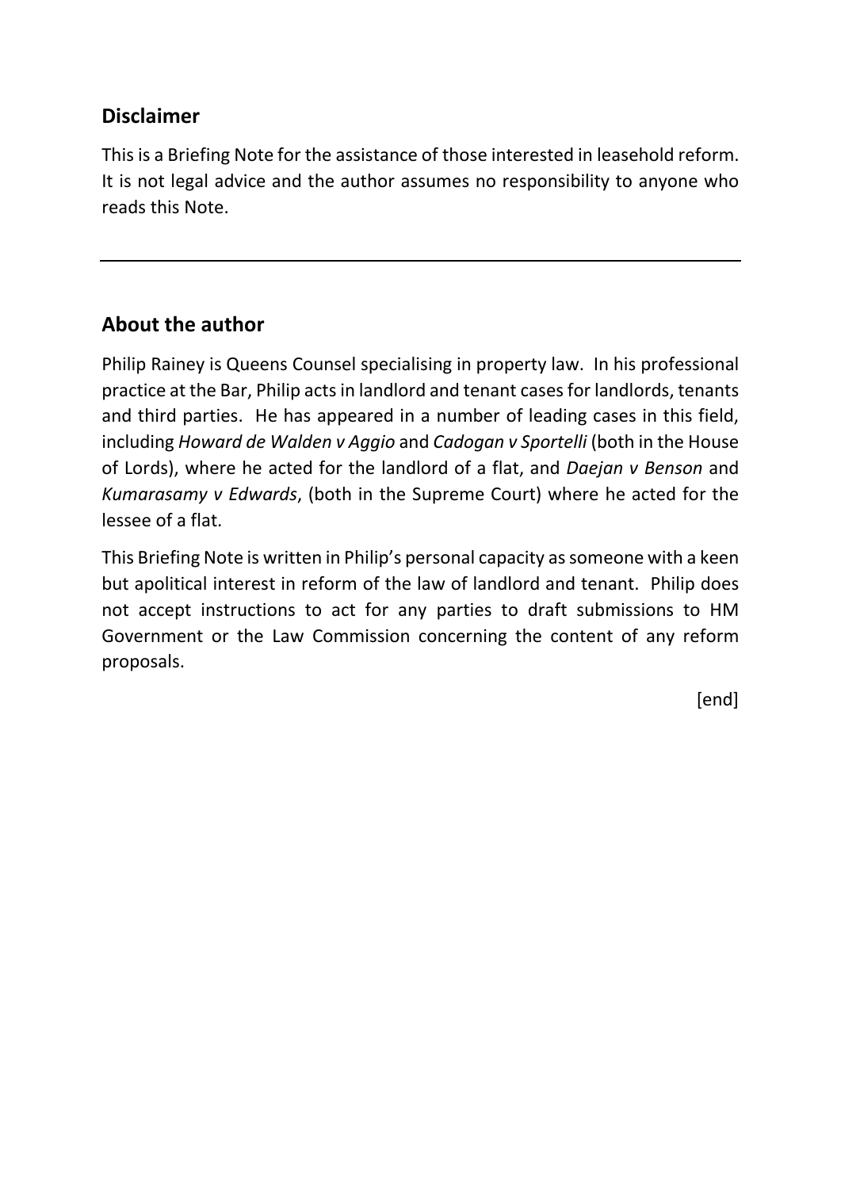## Disclaimer

This is a Briefing Note for the assistance of those interested in leasehold reform. It is not legal advice and the author assumes no responsibility to anyone who reads this Note.

---

## About the author

Philip Rainey is Queens Counsel specialising in property law. In his professional practice at the Bar, Philip acts in landlord and tenant cases for landlords, tenants and third parties. He has appeared in a number of leading cases in this field, including *Howard de Walden v Aggio* and *Cadogan v Sportelli* (both in the House of Lords), where he acted for the landlord of a flat, and *Daejan v Benson* and *Kumarasamy v Edwards*, (both in the Supreme Court) where he acted for the lessee of a flat.

This Briefing Note is written in Philip's personal capacity as someone with a keen but apolitical interest in reform of the law of landlord and tenant. Philip does not accept instructions to act for any parties to draft submissions to HM Government or the Law Commission concerning the content of any reform proposals.

[end]